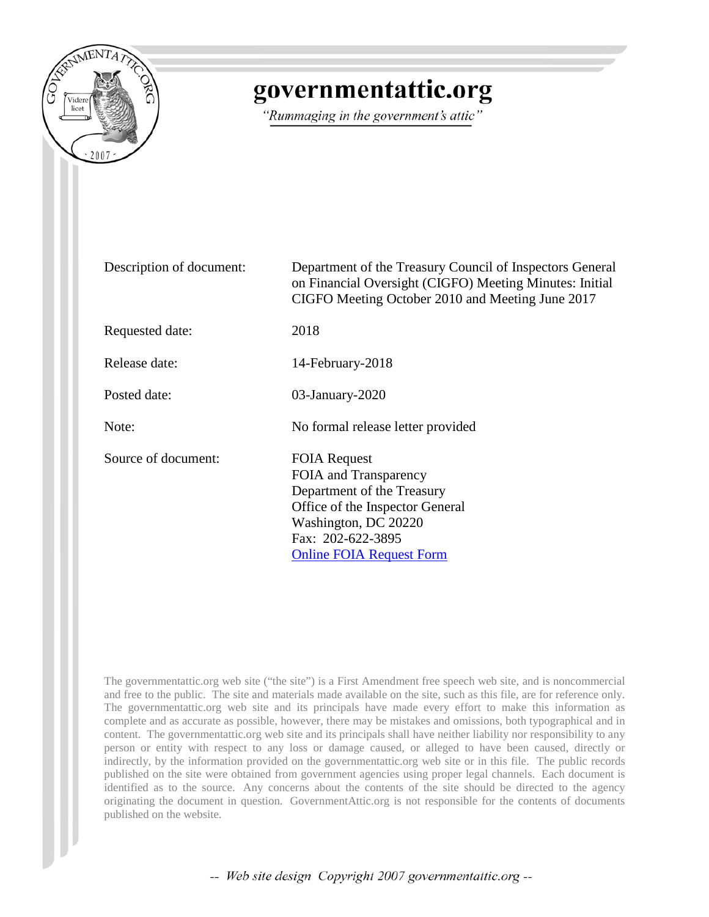# governmentattic.org

*"Rummaging in the government's attic"*

| | |
|---|---|
| Description of document: | Department of the Treasury Council of Inspectors General on Financial Oversight (CIGFO) Meeting Minutes: Initial CIGFO Meeting October 2010 and Meeting June 2017 |
| Requested date: | 2018 |
| Release date: | 14-February-2018 |
| Posted date: | 03-January-2020 |
| Note: | No formal release letter provided |
| Source of document: | FOIA Request<br>FOIA and Transparency<br>Department of the Treasury<br>Office of the Inspector General<br>Washington, DC 20220<br>Fax: 202-622-3895<br>Online FOIA Request Form |

The governmentattic.org web site ("the site") is a First Amendment free speech web site, and is noncommercial and free to the public. The site and materials made available on the site, such as this file, are for reference only. The governmentattic.org web site and its principals have made every effort to make this information as complete and as accurate as possible, however, there may be mistakes and omissions, both typographical and in content. The governmentattic.org web site and its principals shall have neither liability nor responsibility to any person or entity with respect to any loss or damage caused, or alleged to have been caused, directly or indirectly, by the information provided on the governmentattic.org web site or in this file. The public records published on the site were obtained from government agencies using proper legal channels. Each document is identified as to the source. Any concerns about the contents of the site should be directed to the agency originating the document in question. GovernmentAttic.org is not responsible for the contents of documents published on the website.

-- Web site design Copyright 2007 governmentattic.org --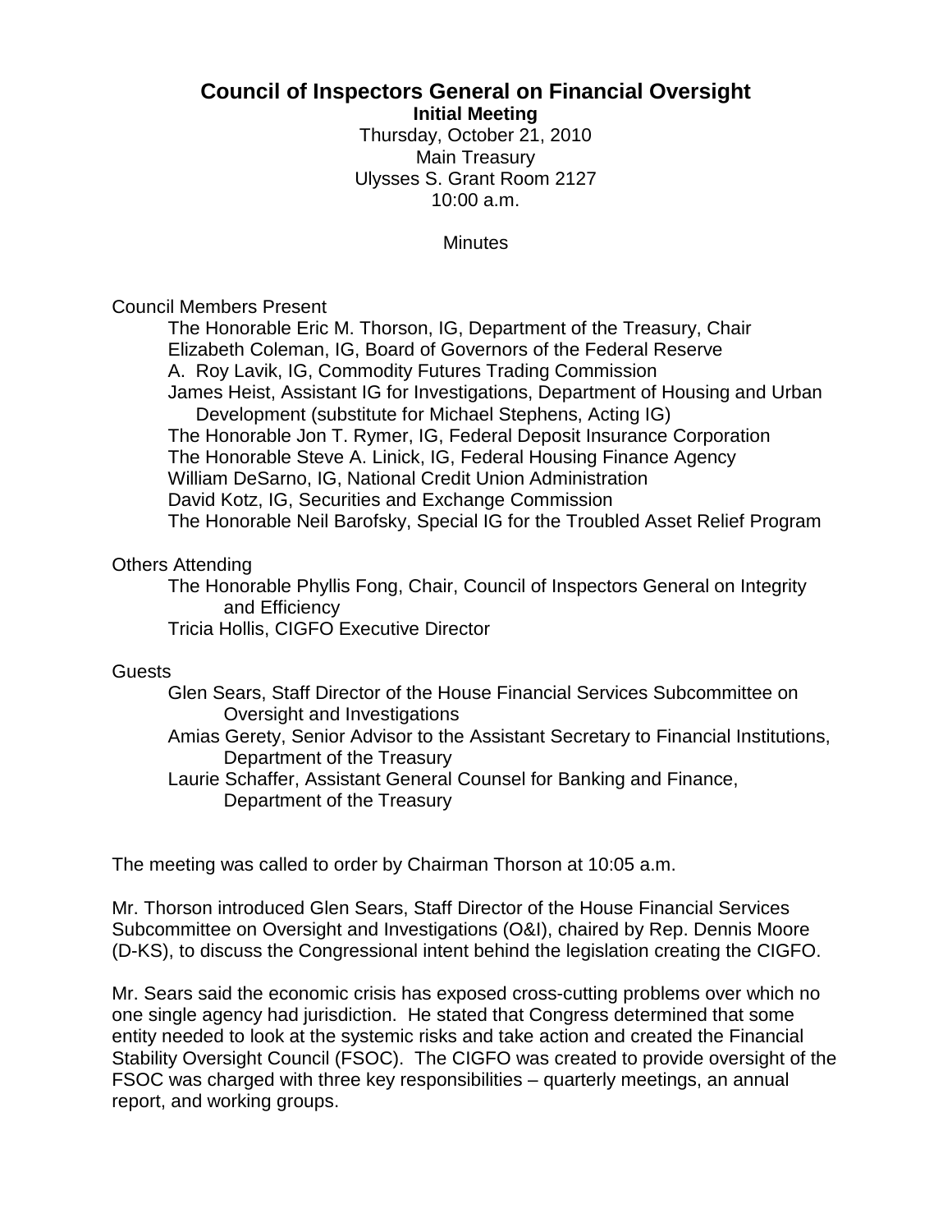# Council of Inspectors General on Financial Oversight

**Initial Meeting**

Thursday, October 21, 2010
Main Treasury
Ulysses S. Grant Room 2127
10:00 a.m.

Minutes

Council Members Present

- The Honorable Eric M. Thorson, IG, Department of the Treasury, Chair
- Elizabeth Coleman, IG, Board of Governors of the Federal Reserve
- A. Roy Lavik, IG, Commodity Futures Trading Commission
- James Heist, Assistant IG for Investigations, Department of Housing and Urban Development (substitute for Michael Stephens, Acting IG)
- The Honorable Jon T. Rymer, IG, Federal Deposit Insurance Corporation
- The Honorable Steve A. Linick, IG, Federal Housing Finance Agency
- William DeSarno, IG, National Credit Union Administration
- David Kotz, IG, Securities and Exchange Commission
- The Honorable Neil Barofsky, Special IG for the Troubled Asset Relief Program

Others Attending

- The Honorable Phyllis Fong, Chair, Council of Inspectors General on Integrity and Efficiency
- Tricia Hollis, CIGFO Executive Director

Guests

- Glen Sears, Staff Director of the House Financial Services Subcommittee on Oversight and Investigations
- Amias Gerety, Senior Advisor to the Assistant Secretary to Financial Institutions, Department of the Treasury
- Laurie Schaffer, Assistant General Counsel for Banking and Finance, Department of the Treasury

The meeting was called to order by Chairman Thorson at 10:05 a.m.

Mr. Thorson introduced Glen Sears, Staff Director of the House Financial Services Subcommittee on Oversight and Investigations (O&I), chaired by Rep. Dennis Moore (D-KS), to discuss the Congressional intent behind the legislation creating the CIGFO.

Mr. Sears said the economic crisis has exposed cross-cutting problems over which no one single agency had jurisdiction. He stated that Congress determined that some entity needed to look at the systemic risks and take action and created the Financial Stability Oversight Council (FSOC). The CIGFO was created to provide oversight of the FSOC was charged with three key responsibilities – quarterly meetings, an annual report, and working groups.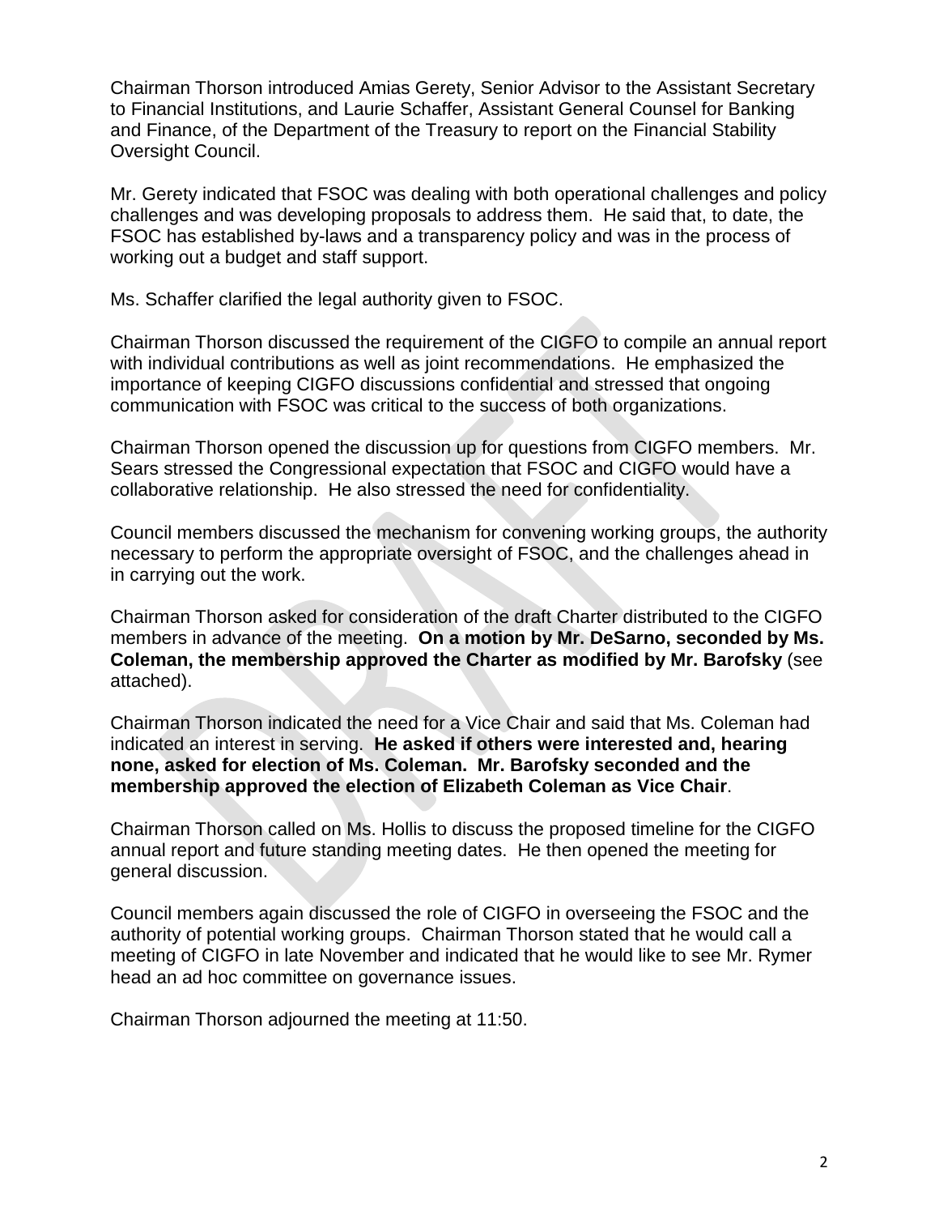Chairman Thorson introduced Amias Gerety, Senior Advisor to the Assistant Secretary to Financial Institutions, and Laurie Schaffer, Assistant General Counsel for Banking and Finance, of the Department of the Treasury to report on the Financial Stability Oversight Council.

Mr. Gerety indicated that FSOC was dealing with both operational challenges and policy challenges and was developing proposals to address them. He said that, to date, the FSOC has established by-laws and a transparency policy and was in the process of working out a budget and staff support.

Ms. Schaffer clarified the legal authority given to FSOC.

Chairman Thorson discussed the requirement of the CIGFO to compile an annual report with individual contributions as well as joint recommendations. He emphasized the importance of keeping CIGFO discussions confidential and stressed that ongoing communication with FSOC was critical to the success of both organizations.

Chairman Thorson opened the discussion up for questions from CIGFO members. Mr. Sears stressed the Congressional expectation that FSOC and CIGFO would have a collaborative relationship. He also stressed the need for confidentiality.

Council members discussed the mechanism for convening working groups, the authority necessary to perform the appropriate oversight of FSOC, and the challenges ahead in in carrying out the work.

Chairman Thorson asked for consideration of the draft Charter distributed to the CIGFO members in advance of the meeting. **On a motion by Mr. DeSarno, seconded by Ms. Coleman, the membership approved the Charter as modified by Mr. Barofsky** (see attached).

Chairman Thorson indicated the need for a Vice Chair and said that Ms. Coleman had indicated an interest in serving. **He asked if others were interested and, hearing none, asked for election of Ms. Coleman. Mr. Barofsky seconded and the membership approved the election of Elizabeth Coleman as Vice Chair**.

Chairman Thorson called on Ms. Hollis to discuss the proposed timeline for the CIGFO annual report and future standing meeting dates. He then opened the meeting for general discussion.

Council members again discussed the role of CIGFO in overseeing the FSOC and the authority of potential working groups. Chairman Thorson stated that he would call a meeting of CIGFO in late November and indicated that he would like to see Mr. Rymer head an ad hoc committee on governance issues.

Chairman Thorson adjourned the meeting at 11:50.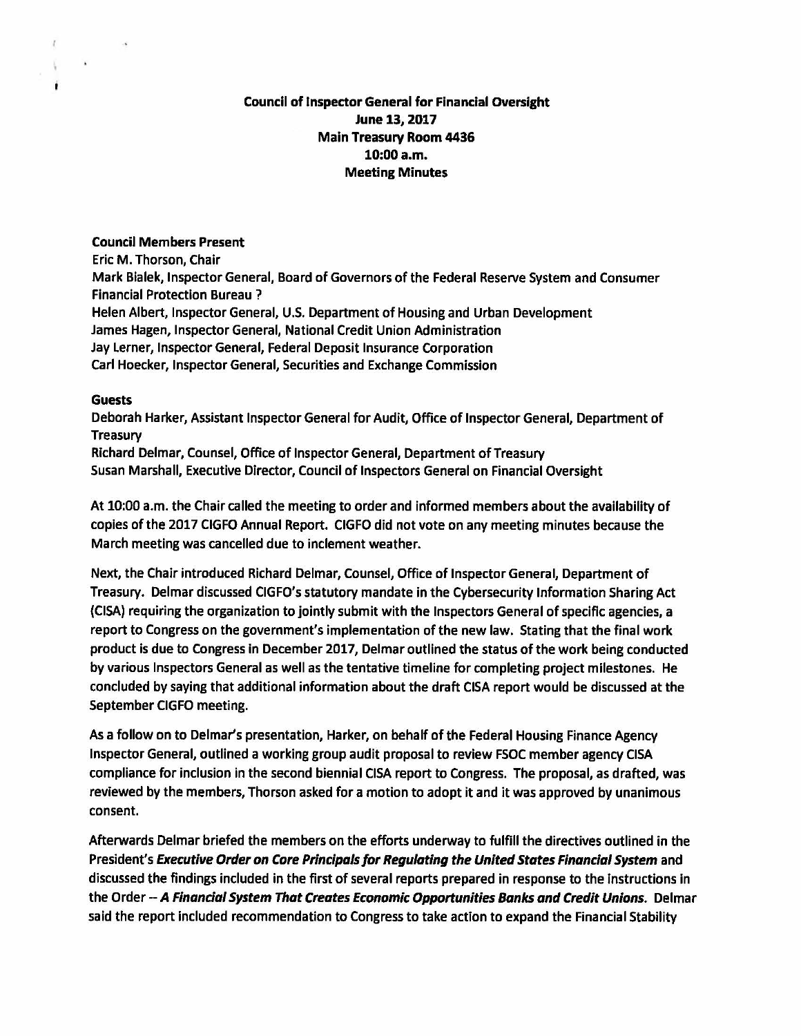**Council of Inspector General for Financial Oversight**
**June 13, 2017**
**Main Treasury Room 4436**
**10:00 a.m.**
**Meeting Minutes**

**Council Members Present**
Eric M. Thorson, Chair
Mark Bialek, Inspector General, Board of Governors of the Federal Reserve System and Consumer Financial Protection Bureau ?
Helen Albert, Inspector General, U.S. Department of Housing and Urban Development
James Hagen, Inspector General, National Credit Union Administration
Jay Lerner, Inspector General, Federal Deposit Insurance Corporation
Carl Hoecker, Inspector General, Securities and Exchange Commission

**Guests**
Deborah Harker, Assistant Inspector General for Audit, Office of Inspector General, Department of Treasury
Richard Delmar, Counsel, Office of Inspector General, Department of Treasury
Susan Marshall, Executive Director, Council of Inspectors General on Financial Oversight

At 10:00 a.m. the Chair called the meeting to order and informed members about the availability of copies of the 2017 CIGFO Annual Report. CIGFO did not vote on any meeting minutes because the March meeting was cancelled due to inclement weather.

Next, the Chair introduced Richard Delmar, Counsel, Office of Inspector General, Department of Treasury. Delmar discussed CIGFO's statutory mandate in the Cybersecurity Information Sharing Act (CISA) requiring the organization to jointly submit with the Inspectors General of specific agencies, a report to Congress on the government's implementation of the new law. Stating that the final work product is due to Congress in December 2017, Delmar outlined the status of the work being conducted by various Inspectors General as well as the tentative timeline for completing project milestones. He concluded by saying that additional information about the draft CISA report would be discussed at the September CIGFO meeting.

As a follow on to Delmar's presentation, Harker, on behalf of the Federal Housing Finance Agency Inspector General, outlined a working group audit proposal to review FSOC member agency CISA compliance for inclusion in the second biennial CISA report to Congress. The proposal, as drafted, was reviewed by the members, Thorson asked for a motion to adopt it and it was approved by unanimous consent.

Afterwards Delmar briefed the members on the efforts underway to fulfill the directives outlined in the President's ***Executive Order on Core Principals for Regulating the United States Financial System*** and discussed the findings included in the first of several reports prepared in response to the instructions in the Order -- ***A Financial System That Creates Economic Opportunities Banks and Credit Unions.*** Delmar said the report included recommendation to Congress to take action to expand the Financial Stability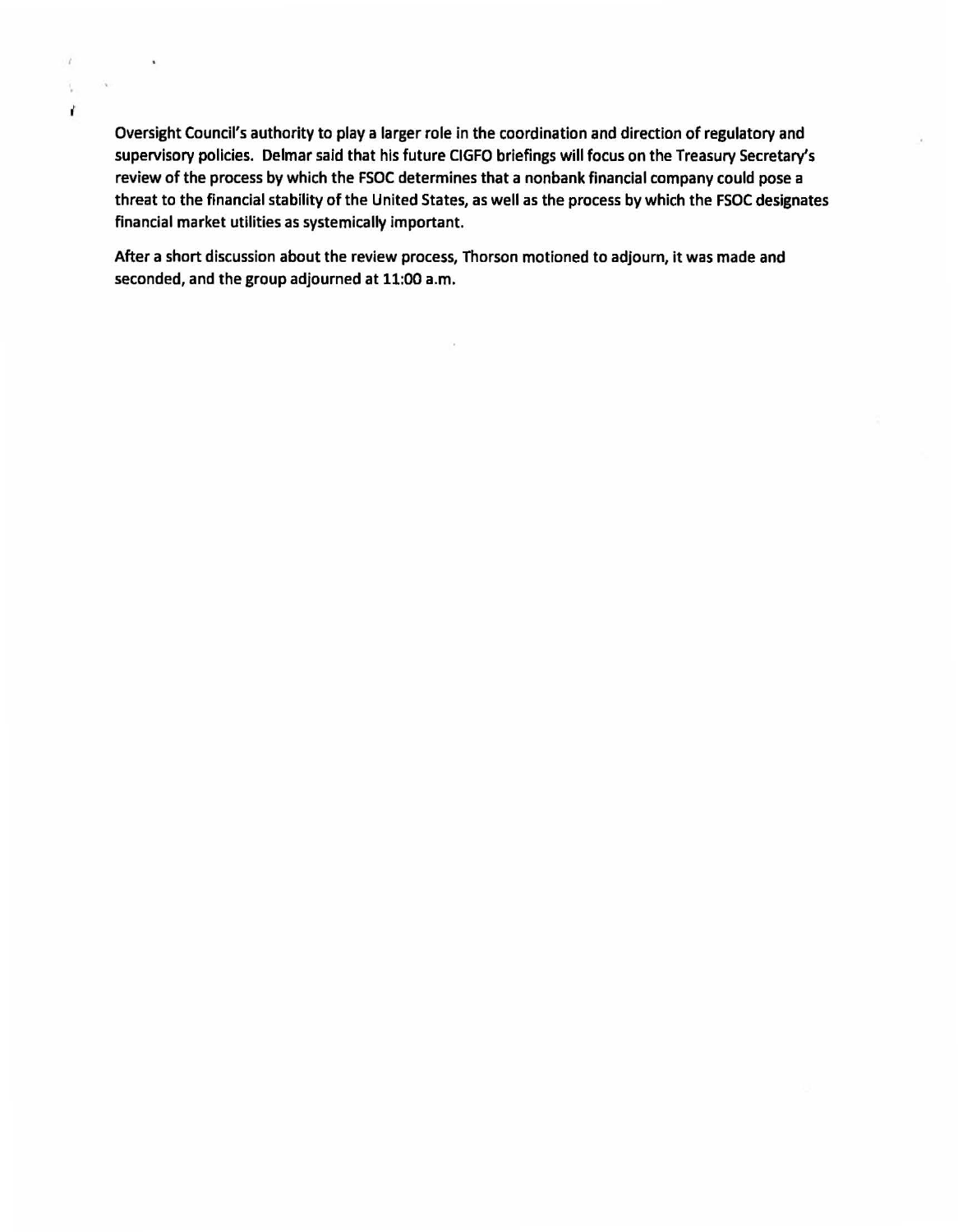**Oversight Council's authority to play a larger role in the coordination and direction of regulatory and supervisory policies. Delmar said that his future CIGFO briefings will focus on the Treasury Secretary's review of the process by which the FSOC determines that a nonbank financial company could pose a threat to the financial stability of the United States, as well as the process by which the FSOC designates financial market utilities as systemically important.**

**After a short discussion about the review process, Thorson motioned to adjourn, it was made and seconded, and the group adjourned at 11:00 a.m.**